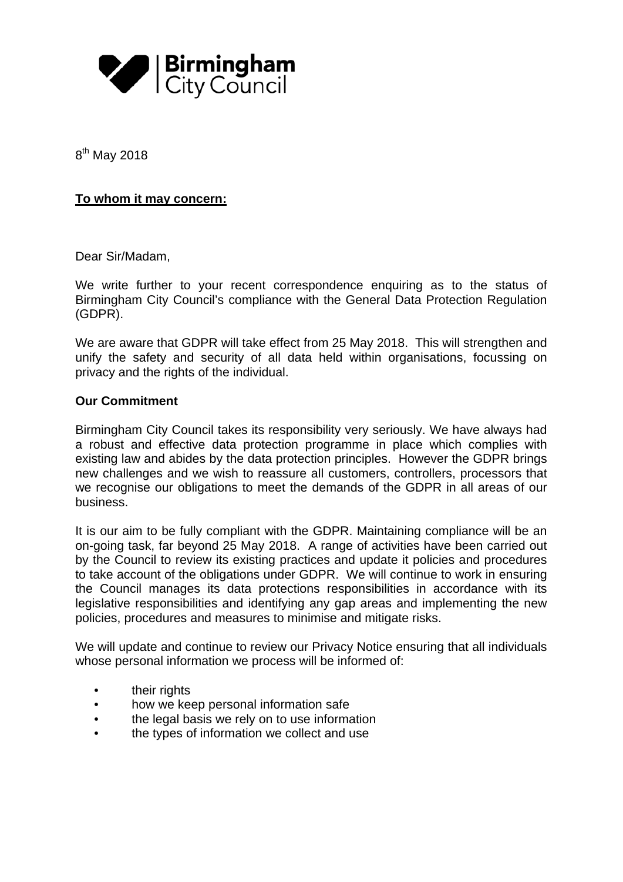Birmingham City Council

8th May 2018

**To whom it may concern:**

Dear Sir/Madam,

We write further to your recent correspondence enquiring as to the status of Birmingham City Council's compliance with the General Data Protection Regulation (GDPR).

We are aware that GDPR will take effect from 25 May 2018. This will strengthen and unify the safety and security of all data held within organisations, focussing on privacy and the rights of the individual.

**Our Commitment**

Birmingham City Council takes its responsibility very seriously. We have always had a robust and effective data protection programme in place which complies with existing law and abides by the data protection principles. However the GDPR brings new challenges and we wish to reassure all customers, controllers, processors that we recognise our obligations to meet the demands of the GDPR in all areas of our business.

It is our aim to be fully compliant with the GDPR. Maintaining compliance will be an on-going task, far beyond 25 May 2018. A range of activities have been carried out by the Council to review its existing practices and update it policies and procedures to take account of the obligations under GDPR. We will continue to work in ensuring the Council manages its data protections responsibilities in accordance with its legislative responsibilities and identifying any gap areas and implementing the new policies, procedures and measures to minimise and mitigate risks.

We will update and continue to review our Privacy Notice ensuring that all individuals whose personal information we process will be informed of:

- their rights
- how we keep personal information safe
- the legal basis we rely on to use information
- the types of information we collect and use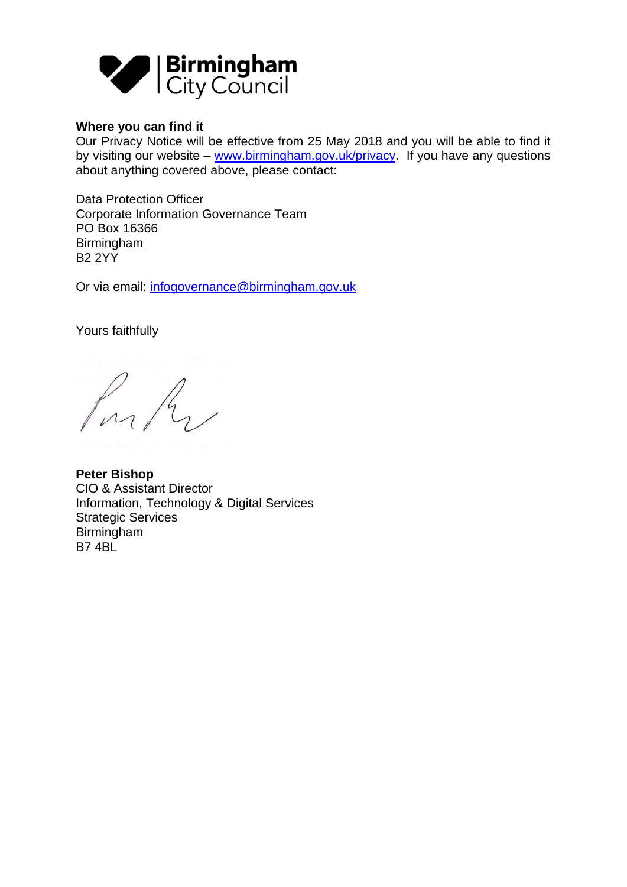**Where you can find it**

Our Privacy Notice will be effective from 25 May 2018 and you will be able to find it by visiting our website – www.birmingham.gov.uk/privacy. If you have any questions about anything covered above, please contact:

Data Protection Officer
Corporate Information Governance Team
PO Box 16366
Birmingham
B2 2YY

Or via email: infogovernance@birmingham.gov.uk

Yours faithfully

**Peter Bishop**
CIO & Assistant Director
Information, Technology & Digital Services
Strategic Services
Birmingham
B7 4BL